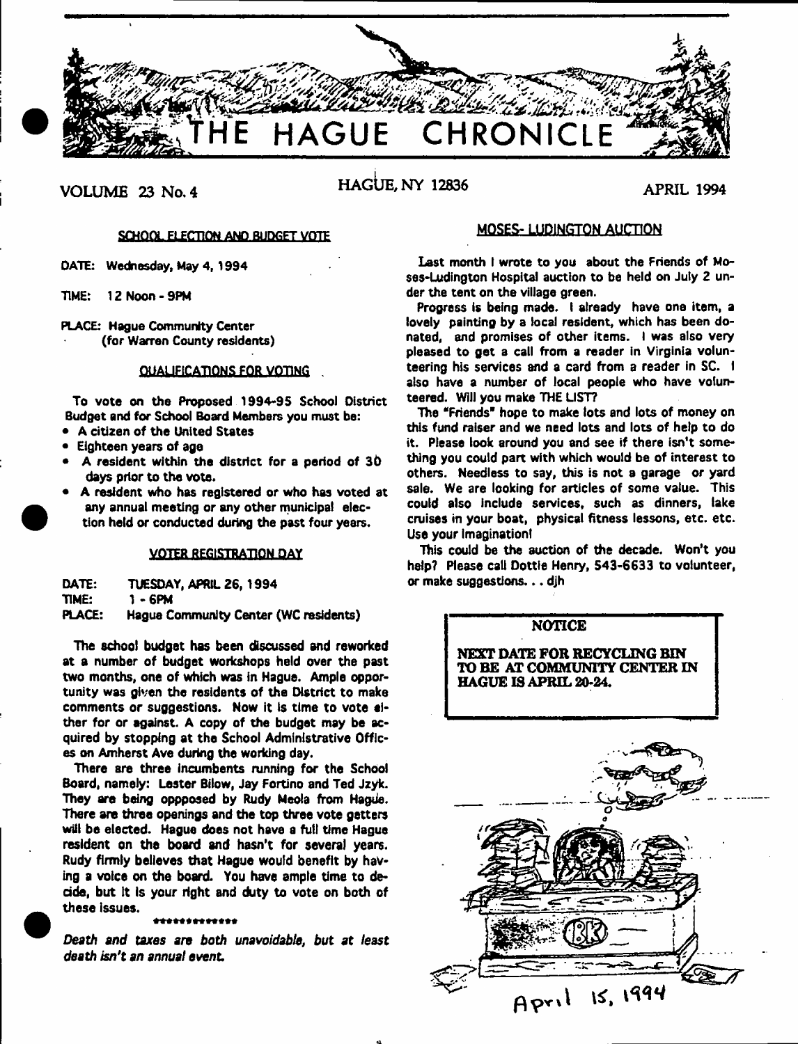# THE HAGUE CHRONICLE

VOLUME 23 No. 4 HAGUE, NY 12836 APRIL 1994

## SCHOOL ELECTION AND BUDGET VOTE

DATE: Wednesday, May 4, 1994

TIME: 12 Noon - 9PM

PLACE: Hague Community Center (for Warren County residents)

### QUALIFICATIONS FOR VOTING

To vote on the Proposed 1994-95 School District Budget and for School Board Members you must be:

- A citizen of the United States
- Eighteen years of age
- A resident within the district for a period of 30 days prior to the vote.
- A resident who has registered or who has voted at any annual meeting or any other municipal election held or conducted during the past four years.

### VOTER REGISTRATION DAY

DATE: TUESDAY, APRIL 26, 1994
TIME: 1 - 6PM
PLACE: Hague Community Center (WC residents)

The school budget has been discussed and reworked at a number of budget workshops held over the past two months, one of which was in Hague. Ample opportunity was given the residents of the District to make comments or suggestions. Now it is time to vote either for or against. A copy of the budget may be acquired by stopping at the School Administrative Offices on Amherst Ave during the working day.

There are three incumbents running for the School Board, namely: Lester Bilow, Jay Fortino and Ted Jzyk. They are being oppposed by Rudy Meola from Hague. There are three openings and the top three vote getters will be elected. Hague does not have a full time Hague resident on the board and hasn't for several years. Rudy firmly believes that Hague would benefit by having a voice on the board. You have ample time to decide, but it is your right and duty to vote on both of these issues.

\*\*\*\*\*\*\*\*\*\*\*\*\*

*Death and taxes are both unavoidable, but at least death isn't an annual event.*

## MOSES- LUDINGTON AUCTION

Last month I wrote to you about the Friends of Moses-Ludington Hospital auction to be held on July 2 under the tent on the village green.

Progress is being made. I already have one item, a lovely painting by a local resident, which has been donated, and promises of other items. I was also very pleased to get a call from a reader in Virginia volunteering his services and a card from a reader in SC. I also have a number of local people who have volunteered. Will you make THE LIST?

The "Friends" hope to make lots and lots of money on this fund raiser and we need lots and lots of help to do it. Please look around you and see if there isn't something you could part with which would be of interest to others. Needless to say, this is not a garage or yard sale. We are looking for articles of some value. This could also include services, such as dinners, lake cruises in your boat, physical fitness lessons, etc. etc. Use your imagination!

This could be the auction of the decade. Won't you help? Please call Dottie Henry, 543-6633 to volunteer, or make suggestions. . . djh

**NOTICE**

**NEXT DATE FOR RECYCLING BIN TO BE AT COMMUNITY CENTER IN HAGUE IS APRIL 20-24.**

April 15, 1994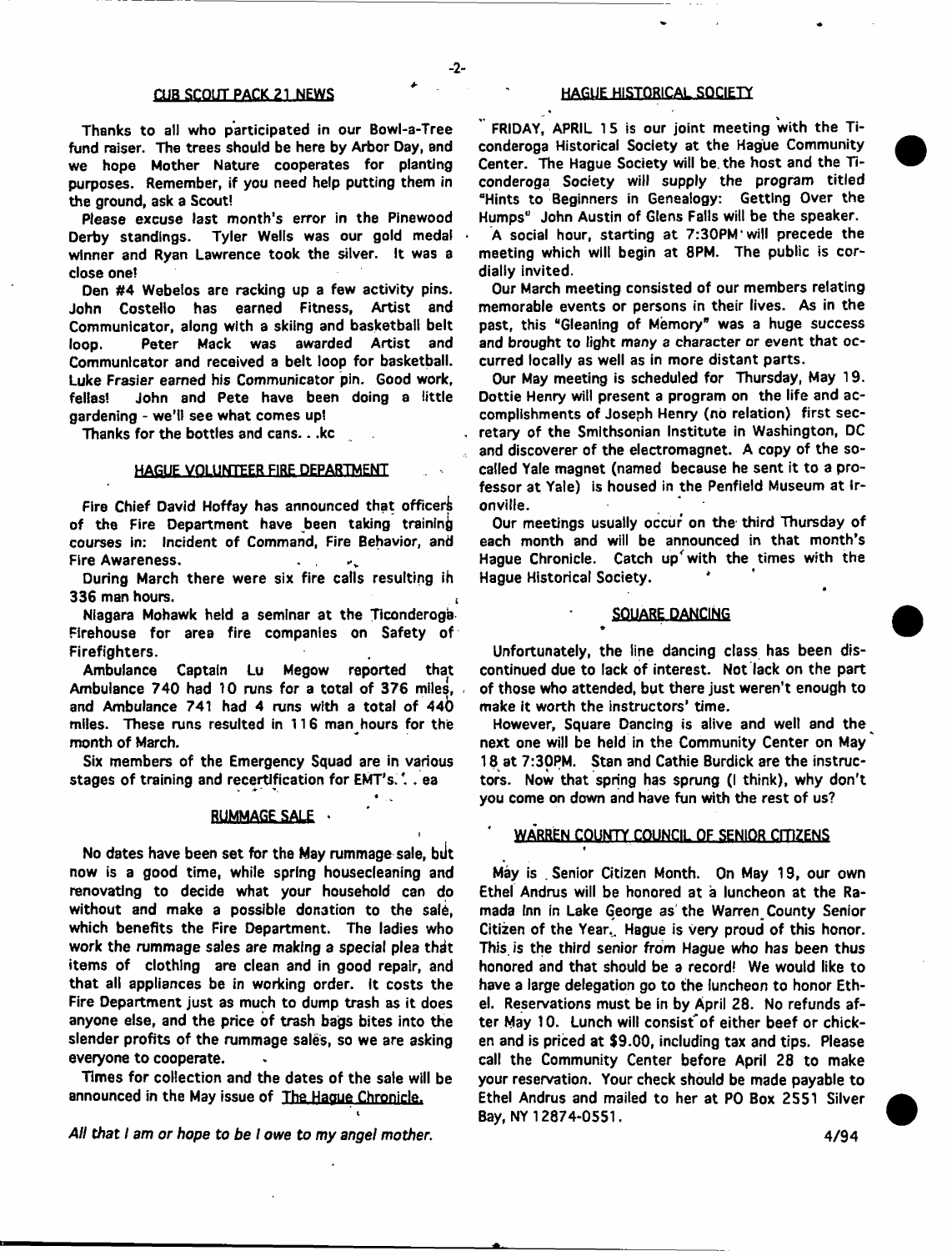## CUB SCOUT PACK 21 NEWS

Thanks to all who participated in our Bowl-a-Tree fund raiser. The trees should be here by Arbor Day, and we hope Mother Nature cooperates for planting purposes. Remember, if you need help putting them in the ground, ask a Scout!

Please excuse last month's error in the Pinewood Derby standings. Tyler Wells was our gold medal winner and Ryan Lawrence took the silver. It was a close one!

Den #4 Webelos are racking up a few activity pins. John Costello has earned Fitness, Artist and Communicator, along with a skiing and basketball belt loop. Peter Mack was awarded Artist and Communicator and received a belt loop for basketball. Luke Frasier earned his Communicator pin. Good work, fellas! John and Pete have been doing a little gardening - we'll see what comes up!

Thanks for the bottles and cans. . .kc

## HAGUE VOLUNTEER FIRE DEPARTMENT

Fire Chief David Hoffay has announced that officers of the Fire Department have been taking training courses in: Incident of Command, Fire Behavior, and Fire Awareness.

During March there were six fire calls resulting in 336 man hours.

Niagara Mohawk held a seminar at the Ticonderoga Firehouse for area fire companies on Safety of Firefighters.

Ambulance Captain Lu Megow reported that Ambulance 740 had 10 runs for a total of 376 miles, and Ambulance 741 had 4 runs with a total of 440 miles. These runs resulted in 116 man hours for the month of March.

Six members of the Emergency Squad are in various stages of training and recertification for EMT's. . . ea

## RUMMAGE SALE

No dates have been set for the May rummage sale, but now is a good time, while spring housecleaning and renovating to decide what your household can do without and make a possible donation to the sale, which benefits the Fire Department. The ladies who work the rummage sales are making a special plea that items of clothing are clean and in good repair, and that all appliances be in working order. It costs the Fire Department just as much to dump trash as it does anyone else, and the price of trash bags bites into the slender profits of the rummage sales, so we are asking everyone to cooperate.

Times for collection and the dates of the sale will be announced in the May issue of The Hague Chronicle.

*All that I am or hope to be I owe to my angel mother.*

## HAGUE HISTORICAL SOCIETY

FRIDAY, APRIL 15 is our joint meeting with the Ticonderoga Historical Society at the Hague Community Center. The Hague Society will be the host and the Ticonderoga Society will supply the program titled "Hints to Beginners in Genealogy: Getting Over the Humps" John Austin of Glens Falls will be the speaker.

A social hour, starting at 7:30PM will precede the meeting which will begin at 8PM. The public is cordially invited.

Our March meeting consisted of our members relating memorable events or persons in their lives. As in the past, this "Gleaning of Memory" was a huge success and brought to light many a character or event that occurred locally as well as in more distant parts.

Our May meeting is scheduled for Thursday, May 19. Dottie Henry will present a program on the life and accomplishments of Joseph Henry (no relation) first secretary of the Smithsonian Institute in Washington, DC and discoverer of the electromagnet. A copy of the so-called Yale magnet (named because he sent it to a professor at Yale) is housed in the Penfield Museum at Ironville.

Our meetings usually occur on the third Thursday of each month and will be announced in that month's Hague Chronicle. Catch up with the times with the Hague Historical Society.

## SQUARE DANCING

Unfortunately, the line dancing class has been discontinued due to lack of interest. Not lack on the part of those who attended, but there just weren't enough to make it worth the instructors' time.

However, Square Dancing is alive and well and the next one will be held in the Community Center on May 18 at 7:30PM. Stan and Cathie Burdick are the instructors. Now that spring has sprung (I think), why don't you come on down and have fun with the rest of us?

## WARREN COUNTY COUNCIL OF SENIOR CITIZENS

May is Senior Citizen Month. On May 19, our own Ethel Andrus will be honored at a luncheon at the Ramada Inn in Lake George as the Warren County Senior Citizen of the Year. Hague is very proud of this honor. This is the third senior from Hague who has been thus honored and that should be a record! We would like to have a large delegation go to the luncheon to honor Ethel. Reservations must be in by April 28. No refunds after May 10. Lunch will consist of either beef or chicken and is priced at $9.00, including tax and tips. Please call the Community Center before April 28 to make your reservation. Your check should be made payable to Ethel Andrus and mailed to her at PO Box 2551 Silver Bay, NY 12874-0551.

4/94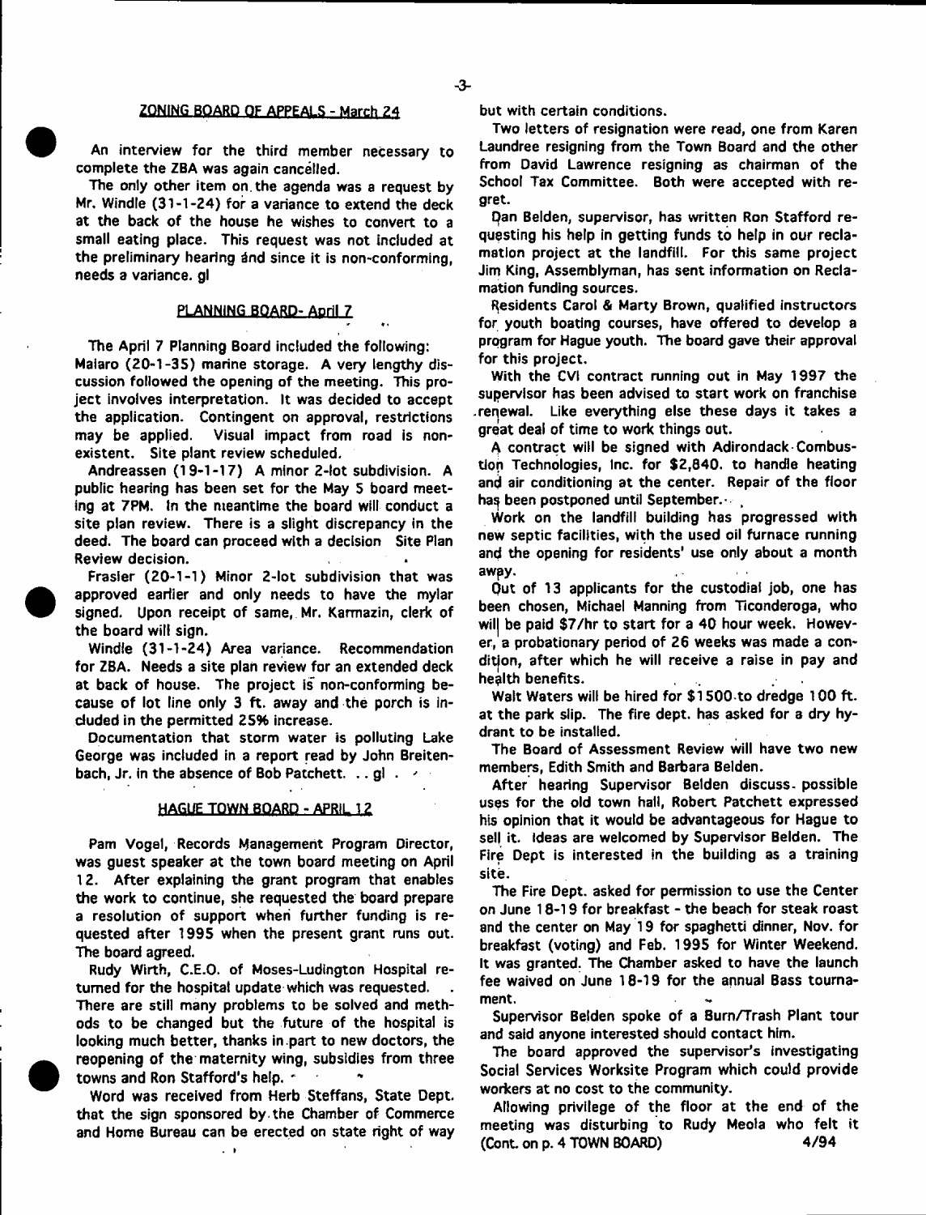## ZONING BOARD OF APPEALS - March 24

An interview for the third member necessary to complete the ZBA was again cancelled.

The only other item on the agenda was a request by Mr. Windle (31-1-24) for a variance to extend the deck at the back of the house he wishes to convert to a small eating place. This request was not included at the preliminary hearing and since it is non-conforming, needs a variance. gl

## PLANNING BOARD- April 7

The April 7 Planning Board included the following:

Maiaro (20-1-35) marine storage. A very lengthy discussion followed the opening of the meeting. This project involves interpretation. It was decided to accept the application. Contingent on approval, restrictions may be applied. Visual impact from road is nonexistent. Site plant review scheduled.

Andreassen (19-1-17) A minor 2-lot subdivision. A public hearing has been set for the May 5 board meeting at 7PM. In the meantime the board will conduct a site plan review. There is a slight discrepancy in the deed. The board can proceed with a decision Site Plan Review decision.

Frasier (20-1-1) Minor 2-lot subdivision that was approved earlier and only needs to have the mylar signed. Upon receipt of same, Mr. Karmazin, clerk of the board will sign.

Windle (31-1-24) Area variance. Recommendation for ZBA. Needs a site plan review for an extended deck at back of house. The project is non-conforming because of lot line only 3 ft. away and the porch is included in the permitted 25% increase.

Documentation that storm water is polluting Lake George was included in a report read by John Breitenbach, Jr. in the absence of Bob Patchett. . . gl

## HAGUE TOWN BOARD - APRIL 12

Pam Vogel, Records Management Program Director, was guest speaker at the town board meeting on April 12. After explaining the grant program that enables the work to continue, she requested the board prepare a resolution of support when further funding is requested after 1995 when the present grant runs out. The board agreed.

Rudy Wirth, C.E.O. of Moses-Ludington Hospital returned for the hospital update which was requested. There are still many problems to be solved and methods to be changed but the future of the hospital is looking much better, thanks in part to new doctors, the reopening of the maternity wing, subsidies from three towns and Ron Stafford's help.

Word was received from Herb Steffans, State Dept. that the sign sponsored by the Chamber of Commerce and Home Bureau can be erected on state right of way but with certain conditions.

Two letters of resignation were read, one from Karen Laundree resigning from the Town Board and the other from David Lawrence resigning as chairman of the School Tax Committee. Both were accepted with regret.

Dan Belden, supervisor, has written Ron Stafford requesting his help in getting funds to help in our reclamation project at the landfill. For this same project Jim King, Assemblyman, has sent information on Reclamation funding sources.

Residents Carol & Marty Brown, qualified instructors for youth boating courses, have offered to develop a program for Hague youth. The board gave their approval for this project.

With the CVI contract running out in May 1997 the supervisor has been advised to start work on franchise renewal. Like everything else these days it takes a great deal of time to work things out.

A contract will be signed with Adirondack Combustion Technologies, Inc. for $2,840. to handle heating and air conditioning at the center. Repair of the floor has been postponed until September.

Work on the landfill building has progressed with new septic facilities, with the used oil furnace running and the opening for residents' use only about a month away.

Out of 13 applicants for the custodial job, one has been chosen, Michael Manning from Ticonderoga, who will be paid $7/hr to start for a 40 hour week. However, a probationary period of 26 weeks was made a condition, after which he will receive a raise in pay and health benefits.

Walt Waters will be hired for $1500 to dredge 100 ft. at the park slip. The fire dept. has asked for a dry hydrant to be installed.

The Board of Assessment Review will have two new members, Edith Smith and Barbara Belden.

After hearing Supervisor Belden discuss possible uses for the old town hall, Robert Patchett expressed his opinion that it would be advantageous for Hague to sell it. Ideas are welcomed by Supervisor Belden. The Fire Dept is interested in the building as a training site.

The Fire Dept. asked for permission to use the Center on June 18-19 for breakfast - the beach for steak roast and the center on May 19 for spaghetti dinner, Nov. for breakfast (voting) and Feb. 1995 for Winter Weekend. It was granted. The Chamber asked to have the launch fee waived on June 18-19 for the annual Bass tournament.

Supervisor Belden spoke of a Burn/Trash Plant tour and said anyone interested should contact him.

The board approved the supervisor's investigating Social Services Worksite Program which could provide workers at no cost to the community.

Allowing privilege of the floor at the end of the meeting was disturbing to Rudy Meola who felt it (Cont. on p. 4 TOWN BOARD)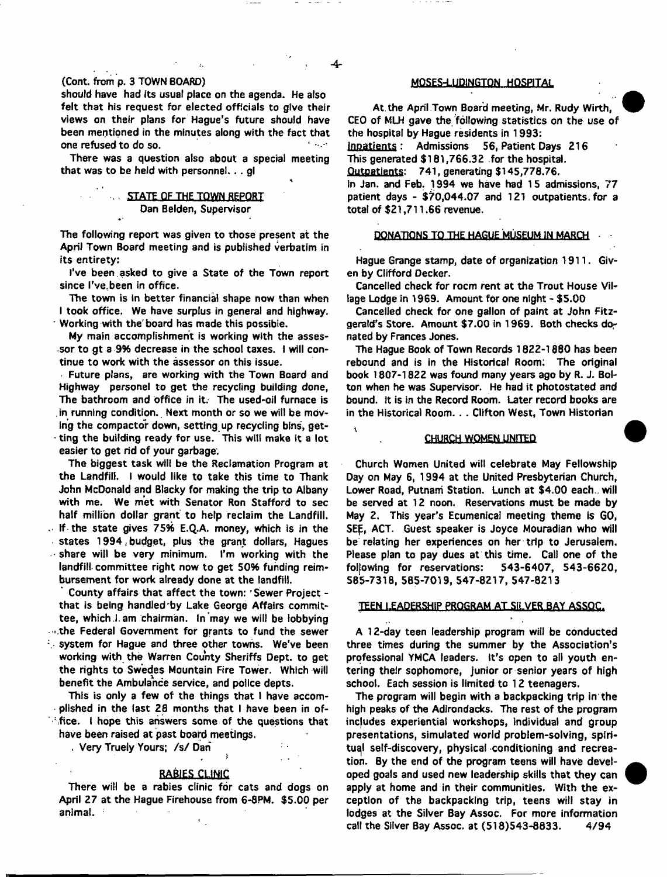(Cont. from p. 3 TOWN BOARD)

should have had its usual place on the agenda. He also felt that his request for elected officials to give their views on their plans for Hague's future should have been mentioned in the minutes along with the fact that one refused to do so.

There was a question also about a special meeting that was to be held with personnel. . . gl

## STATE OF THE TOWN REPORT

Dan Belden, Supervisor

The following report was given to those present at the April Town Board meeting and is published verbatim in its entirety:

I've been asked to give a State of the Town report since I've been in office.

The town is in better financial shape now than when I took office. We have surplus in general and highway. Working with the board has made this possible.

My main accomplishment is working with the assessor to gt a 9% decrease in the school taxes. I will continue to work with the assessor on this issue.

Future plans, are working with the Town Board and Highway personel to get the recycling building done, The bathroom and office in it. The used-oil furnace is in running condition. Next month or so we will be moving the compactor down, setting up recycling bins, getting the building ready for use. This will make it a lot easier to get rid of your garbage.

The biggest task will be the Reclamation Program at the Landfill. I would like to take this time to Thank John McDonald and Blacky for making the trip to Albany with me. We met with Senator Ron Stafford to sec half million dollar grant to help reclaim the Landfill. If the state gives 75% E.Q.A. money, which is in the states 1994 budget, plus the grant dollars, Hagues share will be very minimum. I'm working with the landfill committee right now to get 50% funding reimbursement for work already done at the landfill.

County affairs that affect the town: Sewer Project - that is being handled by Lake George Affairs committee, which I am chairman. In may we will be lobbying the Federal Government for grants to fund the sewer system for Hague and three other towns. We've been working with the Warren County Sheriffs Dept. to get the rights to Swedes Mountain Fire Tower. Which will benefit the Ambulance service, and police depts.

This is only a few of the things that I have accomplished in the last 28 months that I have been in office. I hope this answers some of the questions that have been raised at past board meetings.

Very Truely Yours; /s/ Dan

## RABIES CLINIC

There will be a rabies clinic for cats and dogs on April 27 at the Hague Firehouse from 6-8PM. $5.00 per animal.

## MOSES-LUDINGTON HOSPITAL

At the April Town Board meeting, Mr. Rudy Wirth, CEO of MLH gave the following statistics on the use of the hospital by Hague residents in 1993:

Inpatients: Admissions 56, Patient Days 216
This generated $181,766.32 for the hospital.
Outpatients: 741, generating $145,778.76.
In Jan. and Feb. 1994 we have had 15 admissions, 77 patient days - $70,044.07 and 121 outpatients for a total of $21,711.66 revenue.

## DONATIONS TO THE HAGUE MUSEUM IN MARCH

Hague Grange stamp, date of organization 1911. Given by Clifford Decker.

Cancelled check for rocm rent at the Trout House Village Lodge in 1969. Amount for one night - $5.00

Cancelled check for one gallon of paint at John Fitzgerald's Store. Amount $7.00 in 1969. Both checks donated by Frances Jones.

The Hague Book of Town Records 1822-1880 has been rebound and is in the Historical Room. The original book 1807-1822 was found many years ago by R. J. Bolton when he was Supervisor. He had it photostated and bound. It is in the Record Room. Later record books are in the Historical Room. . . Clifton West, Town Historian

## CHURCH WOMEN UNITED

Church Women United will celebrate May Fellowship Day on May 6, 1994 at the United Presbyterian Church, Lower Road, Putnam Station. Lunch at $4.00 each. will be served at 12 noon. Reservations must be made by May 2. This year's Ecumenical meeting theme is GO, SEE, ACT. Guest speaker is Joyce Mouradian who will be relating her experiences on her trip to Jerusalem. Please plan to pay dues at this time. Call one of the following for reservations: 543-6407, 543-6620, 585-7318, 585-7019, 547-8217, 547-8213

## TEEN LEADERSHIP PROGRAM AT SILVER BAY ASSOC.

A 12-day teen leadership program will be conducted three times during the summer by the Association's professional YMCA leaders. It's open to all youth entering their sophomore, junior or senior years of high school. Each session is limited to 12 teenagers.

The program will begin with a backpacking trip in the high peaks of the Adirondacks. The rest of the program includes experiential workshops, individual and group presentations, simulated world problem-solving, spiritual self-discovery, physical conditioning and recreation. By the end of the program teens will have developed goals and used new leadership skills that they can apply at home and in their communities. With the exception of the backpacking trip, teens will stay in lodges at the Silver Bay Assoc. For more information call the Silver Bay Assoc. at (518)543-8833. 4/94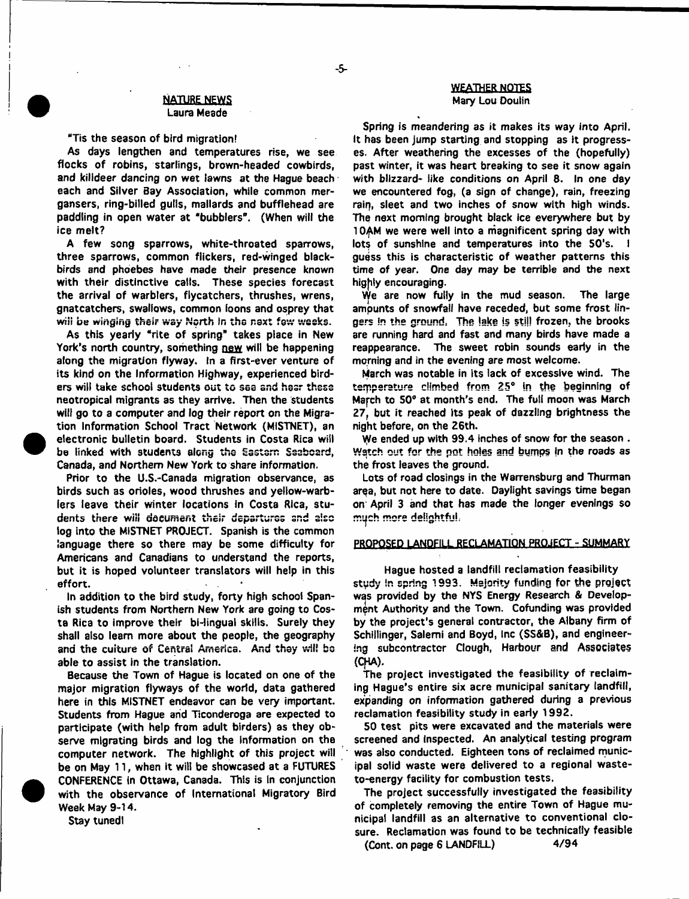## NATURE NEWS

Laura Meade

"Tis the season of bird migration!

As days lengthen and temperatures rise, we see flocks of robins, starlings, brown-headed cowbirds, and killdeer dancing on wet lawns at the Hague beach each and Silver Bay Association, while common mergansers, ring-billed gulls, mallards and bufflehead are paddling in open water at "bubblers". (When will the ice melt?

A few song sparrows, white-throated sparrows, three sparrows, common flickers, red-winged blackbirds and phoebes have made their presence known with their distinctive calls. These species forecast the arrival of warblers, flycatchers, thrushes, wrens, gnatcatchers, swallows, common loons and osprey that will be winging their way North in the next few weeks.

As this yearly "rite of spring" takes place in New York's north country, something new will be happening along the migration flyway. In a first-ever venture of its kind on the Information Highway, experienced birders will take school students out to see and hear these neotropical migrants as they arrive. Then the students will go to a computer and log their report on the Migration Information School Tract Network (MISTNET), an electronic bulletin board. Students in Costa Rica will be linked with students along the Eastern Seaboard, Canada, and Northern New York to share information.

Prior to the U.S.-Canada migration observance, as birds such as orioles, wood thrushes and yellow-warblers leave their winter locations in Costa Rica, students there will document their departures and also log into the MISTNET PROJECT. Spanish is the common language there so there may be some difficulty for Americans and Canadians to understand the reports, but it is hoped volunteer translators will help in this effort.

In addition to the bird study, forty high school Spanish students from Northern New York are going to Costa Rica to improve their bi-lingual skills. Surely they shall also learn more about the people, the geography and the culture of Central America. And they will be able to assist in the translation.

Because the Town of Hague is located on one of the major migration flyways of the world, data gathered here in this MISTNET endeavor can be very important. Students from Hague and Ticonderoga are expected to participate (with help from adult birders) as they observe migrating birds and log the information on the computer network. The highlight of this project will be on May 11, when it will be showcased at a FUTURES CONFERENCE in Ottawa, Canada. This is in conjunction with the observance of International Migratory Bird Week May 9-14.

Stay tuned!

## WEATHER NOTES

Mary Lou Doulin

Spring is meandering as it makes its way into April. It has been jump starting and stopping as it progresses. After weathering the excesses of the (hopefully) past winter, it was heart breaking to see it snow again with blizzard- like conditions on April 8. In one day we encountered fog, (a sign of change), rain, freezing rain, sleet and two inches of snow with high winds. The next morning brought black ice everywhere but by 10AM we were well into a magnificent spring day with lots of sunshine and temperatures into the 50's. I guess this is characteristic of weather patterns this time of year. One day may be terrible and the next highly encouraging.

We are now fully in the mud season. The large amounts of snowfall have receded, but some frost lingers in the ground. The lake is still frozen, the brooks are running hard and fast and many birds have made a reappearance. The sweet robin sounds early in the morning and in the evening are most welcome.

March was notable in its lack of excessive wind. The temperature climbed from 25° in the beginning of March to 50° at month's end. The full moon was March 27, but it reached its peak of dazzling brightness the night before, on the 26th.

We ended up with 99.4 inches of snow for the season . Watch out for the pot holes and bumps in the roads as the frost leaves the ground.

Lots of road closings in the Warrensburg and Thurman area, but not here to date. Daylight savings time began on April 3 and that has made the longer evenings so much more delightful.

## PROPOSED LANDFILL RECLAMATION PROJECT - SUMMARY

Hague hosted a landfill reclamation feasibility study in spring 1993. Majority funding for the project was provided by the NYS Energy Research & Development Authority and the Town. Cofunding was provided by the project's general contractor, the Albany firm of Schillinger, Salemi and Boyd, Inc (SS&B), and engineering subcontractor Clough, Harbour and Associates (CHA).

The project investigated the feasibility of reclaiming Hague's entire six acre municipal sanitary landfill, expanding on information gathered during a previous reclamation feasibility study in early 1992.

50 test pits were excavated and the materials were screened and inspected. An analytical testing program was also conducted. Eighteen tons of reclaimed municipal solid waste were delivered to a regional waste-to-energy facility for combustion tests.

The project successfully investigated the feasibility of completely removing the entire Town of Hague municipal landfill as an alternative to conventional closure. Reclamation was found to be technically feasible

(Cont. on page 6 LANDFILL) 4/94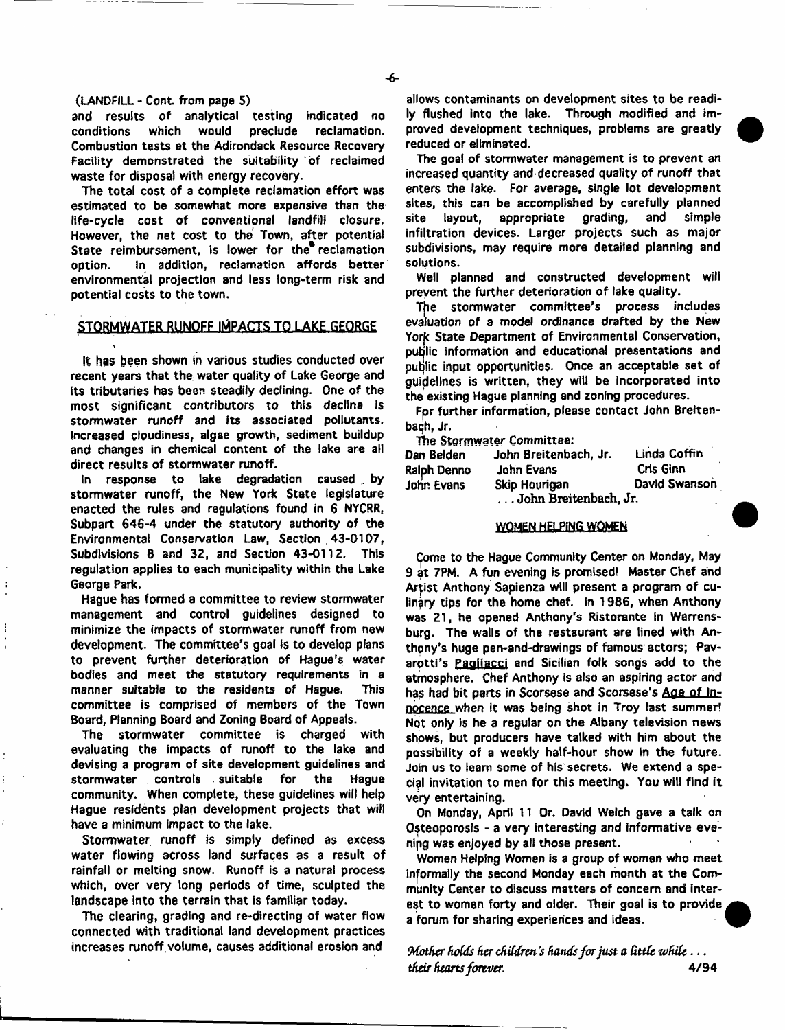(LANDFILL - Cont. from page 5)

and results of analytical testing indicated no conditions which would preclude reclamation. Combustion tests at the Adirondack Resource Recovery Facility demonstrated the suitability of reclaimed waste for disposal with energy recovery.

The total cost of a complete reclamation effort was estimated to be somewhat more expensive than the life-cycle cost of conventional landfill closure. However, the net cost to the Town, after potential State reimbursement, is lower for the reclamation option. In addition, reclamation affords better environmental projection and less long-term risk and potential costs to the town.

## STORMWATER RUNOFF IMPACTS TO LAKE GEORGE

It has been shown in various studies conducted over recent years that the water quality of Lake George and its tributaries has been steadily declining. One of the most significant contributors to this decline is stormwater runoff and its associated pollutants. Increased cloudiness, algae growth, sediment buildup and changes in chemical content of the lake are all direct results of stormwater runoff.

In response to lake degradation caused by stormwater runoff, the New York State legislature enacted the rules and regulations found in 6 NYCRR, Subpart 646-4 under the statutory authority of the Environmental Conservation Law, Section 43-0107, Subdivisions 8 and 32, and Section 43-0112. This regulation applies to each municipality within the Lake George Park.

Hague has formed a committee to review stormwater management and control guidelines designed to minimize the impacts of stormwater runoff from new development. The committee's goal is to develop plans to prevent further deterioration of Hague's water bodies and meet the statutory requirements in a manner suitable to the residents of Hague. This committee is comprised of members of the Town Board, Planning Board and Zoning Board of Appeals.

The stormwater committee is charged with evaluating the impacts of runoff to the lake and devising a program of site development guidelines and stormwater controls suitable for the Hague community. When complete, these guidelines will help Hague residents plan development projects that will have a minimum impact to the lake.

Stormwater runoff is simply defined as excess water flowing across land surfaces as a result of rainfall or melting snow. Runoff is a natural process which, over very long periods of time, sculpted the landscape into the terrain that is familiar today.

The clearing, grading and re-directing of water flow connected with traditional land development practices increases runoff volume, causes additional erosion and allows contaminants on development sites to be readily flushed into the lake. Through modified and improved development techniques, problems are greatly reduced or eliminated.

The goal of stormwater management is to prevent an increased quantity and decreased quality of runoff that enters the lake. For average, single lot development sites, this can be accomplished by carefully planned site layout, appropriate grading, and simple infiltration devices. Larger projects such as major subdivisions, may require more detailed planning and solutions.

Well planned and constructed development will prevent the further deterioration of lake quality.

The stormwater committee's process includes evaluation of a model ordinance drafted by the New York State Department of Environmental Conservation, public information and educational presentations and public input opportunities. Once an acceptable set of guidelines is written, they will be incorporated into the existing Hague planning and zoning procedures.

For further information, please contact John Breitenbach, Jr.

The Stormwater Committee:

| | | |
|---|---|---|
| Dan Belden | John Breitenbach, Jr. | Linda Coffin |
| Ralph Denno | John Evans | Cris Ginn |
| John Evans | Skip Hourigan | David Swanson |

... John Breitenbach, Jr.

## WOMEN HELPING WOMEN

Come to the Hague Community Center on Monday, May 9 at 7PM. A fun evening is promised! Master Chef and Artist Anthony Sapienza will present a program of culinary tips for the home chef. In 1986, when Anthony was 21, he opened Anthony's Ristorante in Warrensburg. The walls of the restaurant are lined with Anthony's huge pen-and-drawings of famous actors; Pavarotti's Pagliacci and Sicilian folk songs add to the atmosphere. Chef Anthony is also an aspiring actor and has had bit parts in Scorsese and Scorsese's Age of Innocence when it was being shot in Troy last summer! Not only is he a regular on the Albany television news shows, but producers have talked with him about the possibility of a weekly half-hour show in the future. Join us to learn some of his secrets. We extend a special invitation to men for this meeting. You will find it very entertaining.

On Monday, April 11 Dr. David Welch gave a talk on Osteoporosis - a very interesting and informative evening was enjoyed by all those present.

Women Helping Women is a group of women who meet informally the second Monday each month at the Community Center to discuss matters of concern and interest to women forty and older. Their goal is to provide a forum for sharing experiences and ideas.

*Mother holds her children's hands for just a little while ... their hearts forever.* 4/94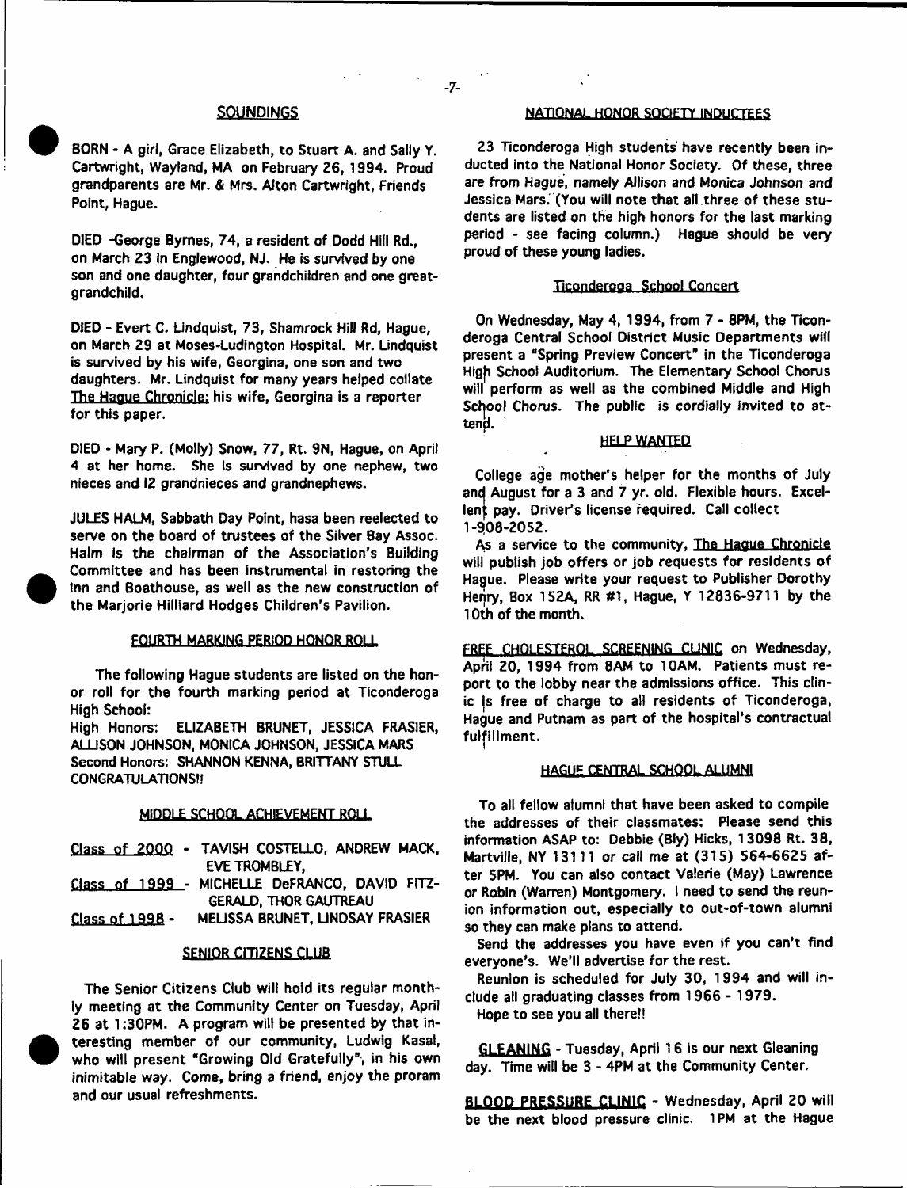## SOUNDINGS

BORN - A girl, Grace Elizabeth, to Stuart A. and Sally Y. Cartwright, Wayland, MA on February 26, 1994. Proud grandparents are Mr. & Mrs. Alton Cartwright, Friends Point, Hague.

DIED -George Byrnes, 74, a resident of Dodd Hill Rd., on March 23 in Englewood, NJ. He is survived by one son and one daughter, four grandchildren and one great-grandchild.

DIED - Evert C. Lindquist, 73, Shamrock Hill Rd, Hague, on March 29 at Moses-Ludington Hospital. Mr. Lindquist is survived by his wife, Georgina, one son and two daughters. Mr. Lindquist for many years helped collate The Hague Chronicle; his wife, Georgina is a reporter for this paper.

DIED - Mary P. (Molly) Snow, 77, Rt. 9N, Hague, on April 4 at her home. She is survived by one nephew, two nieces and 12 grandnieces and grandnephews.

JULES HALM, Sabbath Day Point, hasa been reelected to serve on the board of trustees of the Silver Bay Assoc. Halm is the chairman of the Association's Building Committee and has been instrumental in restoring the Inn and Boathouse, as well as the new construction of the Marjorie Hilliard Hodges Children's Pavilion.

## FOURTH MARKING PERIOD HONOR ROLL

The following Hague students are listed on the honor roll for the fourth marking period at Ticonderoga High School:

High Honors: ELIZABETH BRUNET, JESSICA FRASIER, ALLISON JOHNSON, MONICA JOHNSON, JESSICA MARS
Second Honors: SHANNON KENNA, BRITTANY STULL
CONGRATULATIONS!!

## MIDDLE SCHOOL ACHIEVEMENT ROLL

Class of 2000 - TAVISH COSTELLO, ANDREW MACK, EVE TROMBLEY,
Class of 1999 - MICHELLE DeFRANCO, DAVID FITZGERALD, THOR GAUTREAU
Class of 1998 - MELISSA BRUNET, LINDSAY FRASIER

## SENIOR CITIZENS CLUB

The Senior Citizens Club will hold its regular monthly meeting at the Community Center on Tuesday, April 26 at 1:30PM. A program will be presented by that interesting member of our community, Ludwig Kasal, who will present "Growing Old Gratefully", in his own inimitable way. Come, bring a friend, enjoy the proram and our usual refreshments.

## NATIONAL HONOR SOCIETY INDUCTEES

23 Ticonderoga High students have recently been inducted into the National Honor Society. Of these, three are from Hague, namely Allison and Monica Johnson and Jessica Mars. (You will note that all three of these students are listed on the high honors for the last marking period - see facing column.) Hague should be very proud of these young ladies.

### Ticonderoga School Concert

On Wednesday, May 4, 1994, from 7 - 8PM, the Ticonderoga Central School District Music Departments will present a "Spring Preview Concert" in the Ticonderoga High School Auditorium. The Elementary School Chorus will perform as well as the combined Middle and High School Chorus. The public is cordially invited to attend.

## HELP WANTED

College age mother's helper for the months of July and August for a 3 and 7 yr. old. Flexible hours. Excellent pay. Driver's license required. Call collect 1-908-2052.

As a service to the community, The Hague Chronicle will publish job offers or job requests for residents of Hague. Please write your request to Publisher Dorothy Henry, Box 152A, RR #1, Hague, Y 12836-9711 by the 10th of the month.

FREE CHOLESTEROL SCREENING CLINIC on Wednesday, April 20, 1994 from 8AM to 10AM. Patients must report to the lobby near the admissions office. This clinic is free of charge to all residents of Ticonderoga, Hague and Putnam as part of the hospital's contractual fulfillment.

## HAGUE CENTRAL SCHOOL ALUMNI

To all fellow alumni that have been asked to compile the addresses of their classmates: Please send this information ASAP to: Debbie (Bly) Hicks, 13098 Rt. 38, Martville, NY 13111 or call me at (315) 564-6625 after 5PM. You can also contact Valerie (May) Lawrence or Robin (Warren) Montgomery. I need to send the reunion information out, especially to out-of-town alumni so they can make plans to attend.

Send the addresses you have even if you can't find everyone's. We'll advertise for the rest.

Reunion is scheduled for July 30, 1994 and will include all graduating classes from 1966 - 1979.

Hope to see you all there!!

GLEANING - Tuesday, April 16 is our next Gleaning day. Time will be 3 - 4PM at the Community Center.

BLOOD PRESSURE CLINIC - Wednesday, April 20 will be the next blood pressure clinic. 1PM at the Hague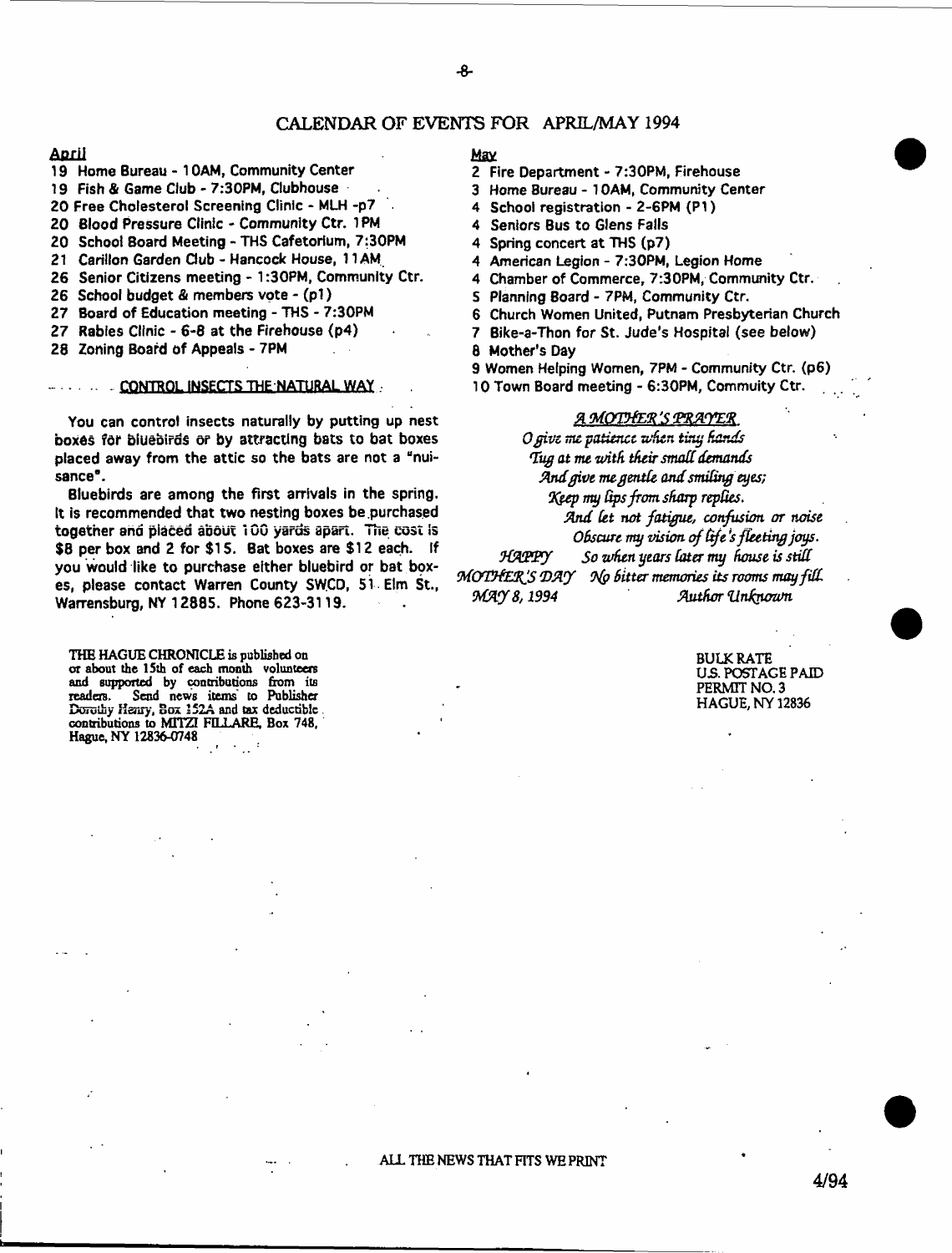# CALENDAR OF EVENTS FOR APRIL/MAY 1994

## April

19 Home Bureau - 10AM, Community Center
19 Fish & Game Club - 7:30PM, Clubhouse
20 Free Cholesterol Screening Clinic - MLH -p7
20 Blood Pressure Clinic - Community Ctr. 1PM
20 School Board Meeting - THS Cafetorium, 7:30PM
21 Carillon Garden Club - Hancock House, 11AM
26 Senior Citizens meeting - 1:30PM, Community Ctr.
26 School budget & members vote - (p1)
27 Board of Education meeting - THS - 7:30PM
27 Rabies Clinic - 6-8 at the Firehouse (p4)
28 Zoning Board of Appeals - 7PM

## May

2 Fire Department - 7:30PM, Firehouse
3 Home Bureau - 10AM, Community Center
4 School registration - 2-6PM (P1)
4 Seniors Bus to Glens Falls
4 Spring concert at THS (p7)
4 American Legion - 7:30PM, Legion Home
4 Chamber of Commerce, 7:30PM, Community Ctr.
5 Planning Board - 7PM, Community Ctr.
6 Church Women United, Putnam Presbyterian Church
7 Bike-a-Thon for St. Jude's Hospital (see below)
8 Mother's Day
9 Women Helping Women, 7PM - Community Ctr. (p6)
10 Town Board meeting - 6:30PM, Commuity Ctr.

### CONTROL INSECTS THE NATURAL WAY

You can control insects naturally by putting up nest boxes for bluebirds or by attracting bats to bat boxes placed away from the attic so the bats are not a "nuisance".

Bluebirds are among the first arrivals in the spring. It is recommended that two nesting boxes be purchased together and placed about 100 yards apart. The cost is $8 per box and 2 for $15. Bat boxes are $12 each. If you would like to purchase either bluebird or bat boxes, please contact Warren County SWCD, 51 Elm St., Warrensburg, NY 12885. Phone 623-3119.

### *A MOTHER'S PRAYER*

*O give me patience when tiny hands*
*Tug at me with their small demands*
*And give me gentle and smiling eyes;*
*Keep my lips from sharp replies.*
*And let not fatigue, confusion or noise*
*Obscure my vision of life's fleeting joys.*
*So when years later my house is still*
*No bitter memories its rooms may fill.*

*Author Unknown*

*HAPPY MOTHER'S DAY MAY 8, 1994*

THE HAGUE CHRONICLE is published on or about the 15th of each month volunteers and supported by contributions from its readers. Send news items to Publisher Dorothy Henry, Box 152A and tax deductible contributions to MITZI FILLARE, Box 748, Hague, NY 12836-0748

BULK RATE
U.S. POSTAGE PAID
PERMIT NO. 3
HAGUE, NY 12836

ALL THE NEWS THAT FITS WE PRINT

4/94